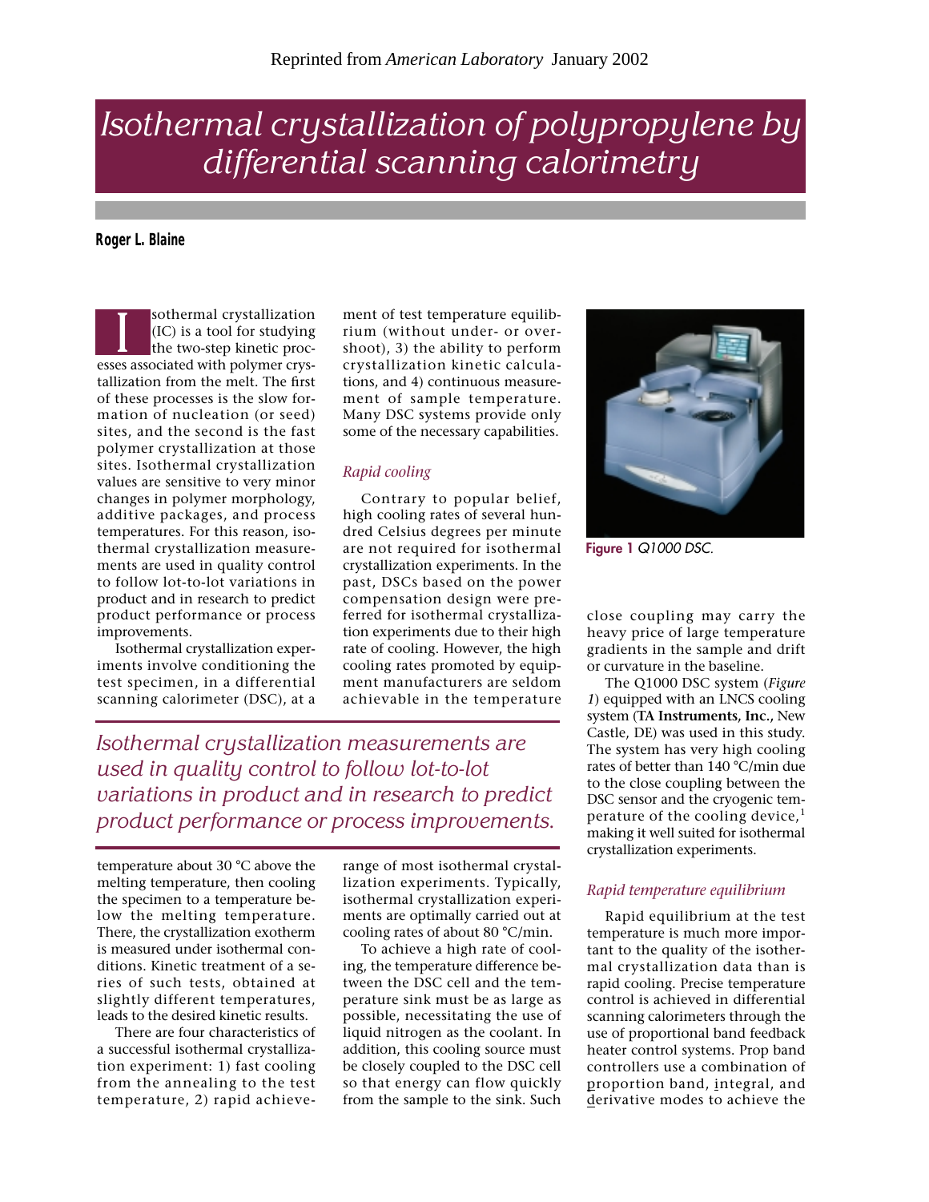Reprinted from *American Laboratory* January 2002

# Isothermal crystallization of polypropylene by differential scanning calorimetry

**Roger L. Blaine**

Isothermal crystallization (IC) is a tool for studying the two-step kinetic processes associated with polymer crystallization from the melt. The first of these processes is the slow formation of nucleation (or seed) sites, and the second is the fast polymer crystallization at those sites. Isothermal crystallization values are sensitive to very minor changes in polymer morphology, additive packages, and process temperatures. For this reason, isothermal crystallization measurements are used in quality control to follow lot-to-lot variations in product and in research to predict product performance or process improvements.

Isothermal crystallization experiments involve conditioning the test specimen, in a differential scanning calorimeter (DSC), at a temperature about 30 °C above the melting temperature, then cooling the specimen to a temperature below the melting temperature. There, the crystallization exotherm is measured under isothermal conditions. Kinetic treatment of a series of such tests, obtained at slightly different temperatures, leads to the desired kinetic results.

There are four characteristics of a successful isothermal crystallization experiment: 1) fast cooling from the annealing to the test temperature, 2) rapid achievement of test temperature equilibrium (without under- or overshoot), 3) the ability to perform crystallization kinetic calculations, and 4) continuous measurement of sample temperature. Many DSC systems provide only some of the necessary capabilities.

*Isothermal crystallization measurements are used in quality control to follow lot-to-lot variations in product and in research to predict product performance or process improvements.*

## *Rapid cooling*

Contrary to popular belief, high cooling rates of several hundred Celsius degrees per minute are not required for isothermal crystallization experiments. In the past, DSCs based on the power compensation design were preferred for isothermal crystallization experiments due to their high rate of cooling. However, the high cooling rates promoted by equipment manufacturers are seldom achievable in the temperature range of most isothermal crystallization experiments. Typically, isothermal crystallization experiments are optimally carried out at cooling rates of about 80 °C/min.

To achieve a high rate of cooling, the temperature difference between the DSC cell and the temperature sink must be as large as possible, necessitating the use of liquid nitrogen as the coolant. In addition, this cooling source must be closely coupled to the DSC cell so that energy can flow quickly from the sample to the sink. Such close coupling may carry the heavy price of large temperature gradients in the sample and drift or curvature in the baseline.

**Figure 1** *Q1000 DSC.*

The Q1000 DSC system (*Figure 1*) equipped with an LNCS cooling system (**TA Instruments, Inc.,** New Castle, DE) was used in this study. The system has very high cooling rates of better than 140 °C/min due to the close coupling between the DSC sensor and the cryogenic temperature of the cooling device,[1] making it well suited for isothermal crystallization experiments.

## *Rapid temperature equilibrium*

Rapid equilibrium at the test temperature is much more important to the quality of the isothermal crystallization data than is rapid cooling. Precise temperature control is achieved in differential scanning calorimeters through the use of proportional band feedback heater control systems. Prop band controllers use a combination of proportion band, integral, and derivative modes to achieve the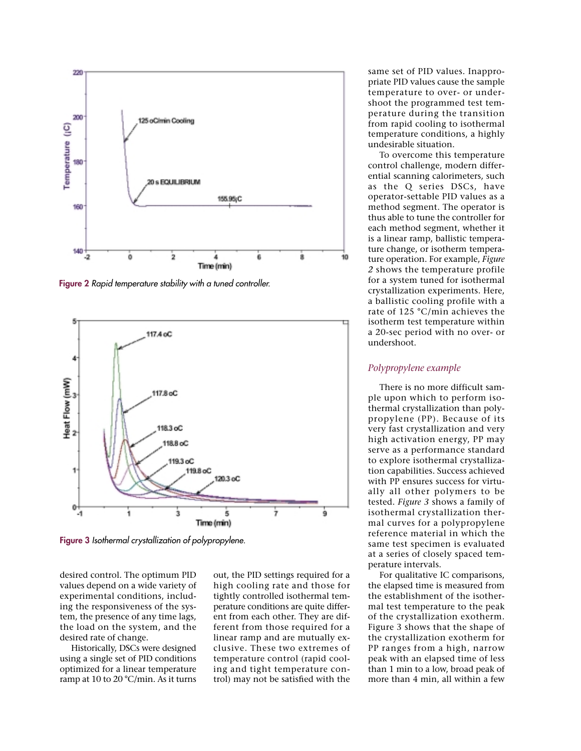Figure 2 *Rapid temperature stability with a tuned controller.*

Figure 3 *Isothermal crystallization of polypropylene.*

desired control. The optimum PID values depend on a wide variety of experimental conditions, including the responsiveness of the system, the presence of any time lags, the load on the system, and the desired rate of change.

Historically, DSCs were designed using a single set of PID conditions optimized for a linear temperature ramp at 10 to 20 °C/min. As it turns out, the PID settings required for a high cooling rate and those for tightly controlled isothermal temperature conditions are quite different from each other. They are different from those required for a linear ramp and are mutually exclusive. These two extremes of temperature control (rapid cooling and tight temperature control) may not be satisfied with the same set of PID values. Inappropriate PID values cause the sample temperature to over- or undershoot the programmed test temperature during the transition from rapid cooling to isothermal temperature conditions, a highly undesirable situation.

To overcome this temperature control challenge, modern differential scanning calorimeters, such as the Q series DSCs, have operator-settable PID values as a method segment. The operator is thus able to tune the controller for each method segment, whether it is a linear ramp, ballistic temperature change, or isotherm temperature operation. For example, *Figure 2* shows the temperature profile for a system tuned for isothermal crystallization experiments. Here, a ballistic cooling profile with a rate of 125 °C/min achieves the isotherm test temperature within a 20-sec period with no over- or undershoot.

## *Polypropylene example*

There is no more difficult sample upon which to perform isothermal crystallization than polypropylene (PP). Because of its very fast crystallization and very high activation energy, PP may serve as a performance standard to explore isothermal crystallization capabilities. Success achieved with PP ensures success for virtually all other polymers to be tested. *Figure 3* shows a family of isothermal crystallization thermal curves for a polypropylene reference material in which the same test specimen is evaluated at a series of closely spaced temperature intervals.

For qualitative IC comparisons, the elapsed time is measured from the establishment of the isothermal test temperature to the peak of the crystallization exotherm. Figure 3 shows that the shape of the crystallization exotherm for PP ranges from a high, narrow peak with an elapsed time of less than 1 min to a low, broad peak of more than 4 min, all within a few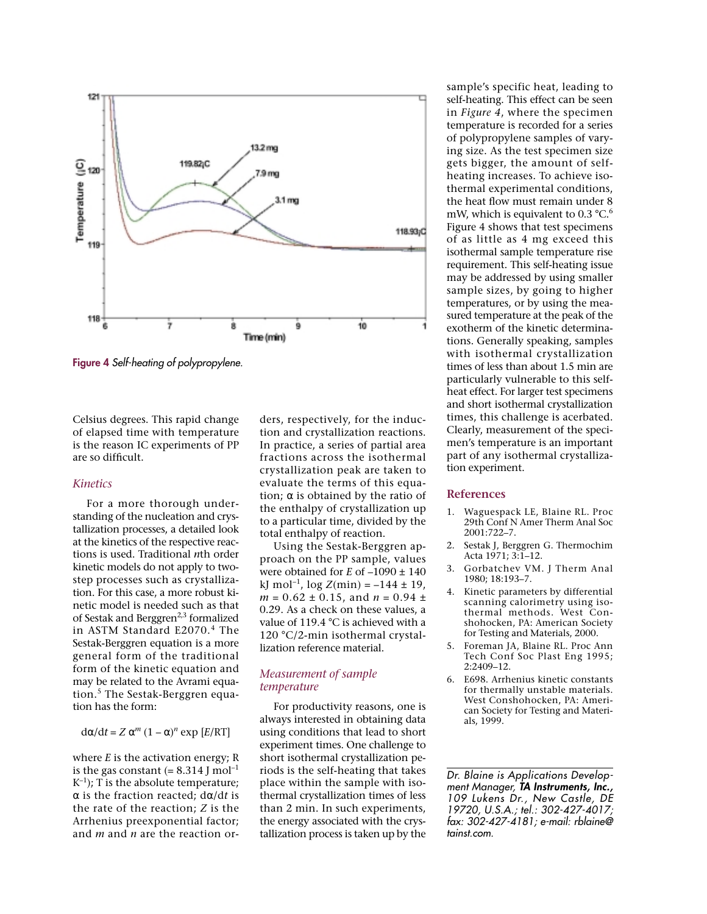121

120

119

118

6 7 8 9 10 1

Temperature (¡C)

Time (min)

119.82¡C

13.2 mg

7.9 mg

3.1 mg

118.93¡C

**Figure 4** *Self-heating of polypropylene.*

Celsius degrees. This rapid change of elapsed time with temperature is the reason IC experiments of PP are so difficult.

### *Kinetics*

For a more thorough understanding of the nucleation and crystallization processes, a detailed look at the kinetics of the respective reactions is used. Traditional *n*th order kinetic models do not apply to two-step processes such as crystallization. For this case, a more robust kinetic model is needed such as that of Sestak and Berggren[2,3] formalized in ASTM Standard E2070.[4] The Sestak-Berggren equation is a more general form of the traditional form of the kinetic equation and may be related to the Avrami equation.[5] The Sestak-Berggren equation has the form:

$$d\alpha/dt = Z\,\alpha^m\,(1 - \alpha)^n \exp\,[E/RT]$$

where $E$ is the activation energy; R is the gas constant (= 8.314 J mol$^{-1}$ K$^{-1}$); T is the absolute temperature; $\alpha$ is the fraction reacted; $d\alpha/dt$ is the rate of the reaction; $Z$ is the Arrhenius preexponential factor; and $m$ and $n$ are the reaction orders, respectively, for the induction and crystallization reactions. In practice, a series of partial area fractions across the isothermal crystallization peak are taken to evaluate the terms of this equation; $\alpha$ is obtained by the ratio of the enthalpy of crystallization up to a particular time, divided by the total enthalpy of reaction.

Using the Sestak-Berggren approach on the PP sample, values were obtained for $E$ of –1090 ± 140 kJ mol$^{-1}$, log $Z$(min) = –144 ± 19, $m$ = 0.62 ± 0.15, and $n$ = 0.94 ± 0.29. As a check on these values, a value of 119.4 °C is achieved with a 120 °C/2-min isothermal crystallization reference material.

### *Measurement of sample temperature*

For productivity reasons, one is always interested in obtaining data using conditions that lead to short experiment times. One challenge to short isothermal crystallization periods is the self-heating that takes place within the sample with isothermal crystallization times of less than 2 min. In such experiments, the energy associated with the crystallization process is taken up by the sample's specific heat, leading to self-heating. This effect can be seen in *Figure 4*, where the specimen temperature is recorded for a series of polypropylene samples of varying size. As the test specimen size gets bigger, the amount of self-heating increases. To achieve isothermal experimental conditions, the heat flow must remain under 8 mW, which is equivalent to 0.3 °C.[6] Figure 4 shows that test specimens of as little as 4 mg exceed this isothermal sample temperature rise requirement. This self-heating issue may be addressed by using smaller sample sizes, by going to higher temperatures, or by using the measured temperature at the peak of the exotherm of the kinetic determinations. Generally speaking, samples with isothermal crystallization times of less than about 1.5 min are particularly vulnerable to this self-heat effect. For larger test specimens and short isothermal crystallization times, this challenge is acerbated. Clearly, measurement of the specimen's temperature is an important part of any isothermal crystallization experiment.

## References

1. Waguespack LE, Blaine RL. Proc 29th Conf N Amer Therm Anal Soc 2001:722–7.
2. Sestak J, Berggren G. Thermochim Acta 1971; 3:1–12.
3. Gorbatchev VM. J Therm Anal 1980; 18:193–7.
4. Kinetic parameters by differential scanning calorimetry using isothermal methods. West Conshohocken, PA: American Society for Testing and Materials, 2000.
5. Foreman JA, Blaine RL. Proc Ann Tech Conf Soc Plast Eng 1995; 2:2409–12.
6. E698. Arrhenius kinetic constants for thermally unstable materials. West Conshohocken, PA: American Society for Testing and Materials, 1999.

*Dr. Blaine is Applications Development Manager,* ***TA Instruments, Inc.,*** *109 Lukens Dr., New Castle, DE 19720, U.S.A.; tel.: 302-427-4017; fax: 302-427-4181; e-mail: rblaine@tainst.com.*